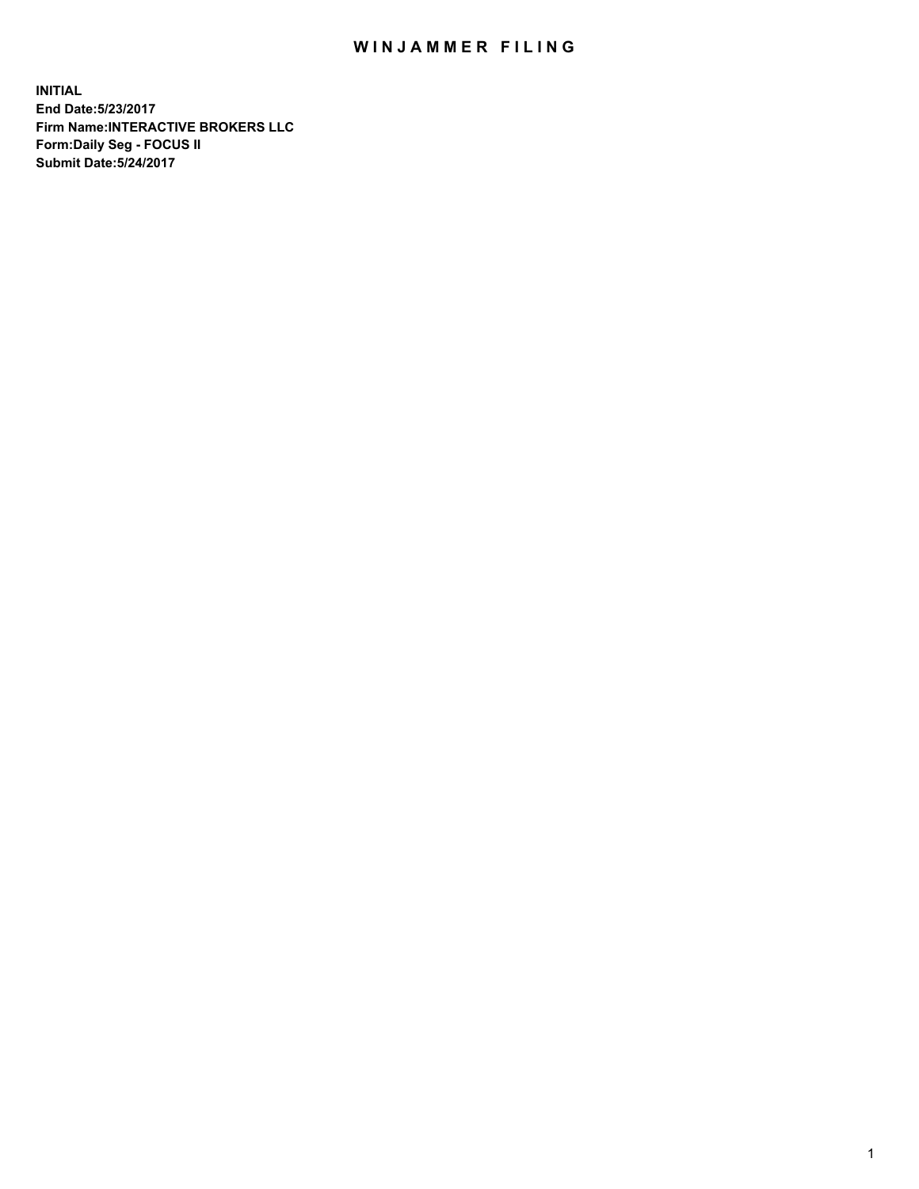# WINJAMMER FILING

**INITIAL**
**End Date:5/23/2017**
**Firm Name:INTERACTIVE BROKERS LLC**
**Form:Daily Seg - FOCUS II**
**Submit Date:5/24/2017**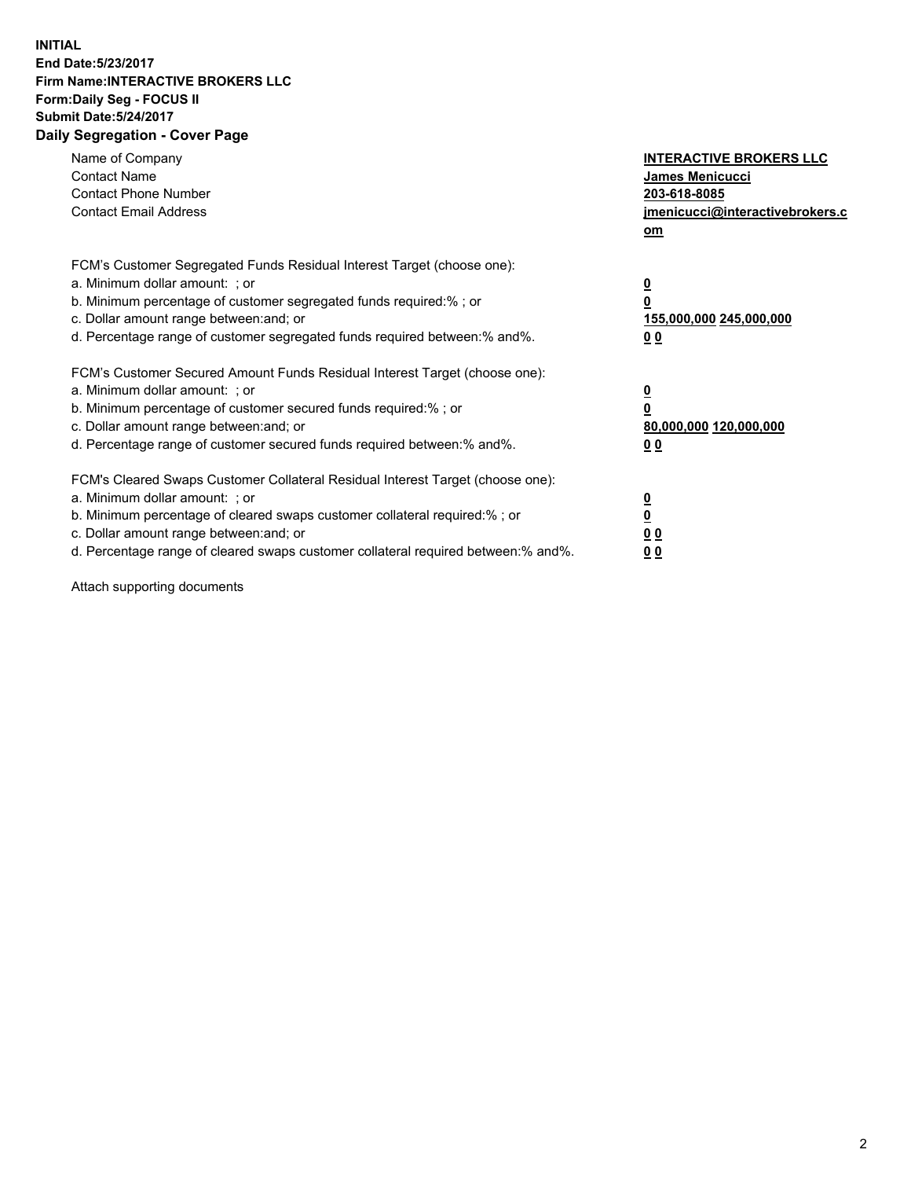**INITIAL**
**End Date:5/23/2017**
**Firm Name:INTERACTIVE BROKERS LLC**
**Form:Daily Seg - FOCUS II**
**Submit Date:5/24/2017**
**Daily Segregation - Cover Page**

| | |
|---|---|
| Name of Company | **INTERACTIVE BROKERS LLC** |
| Contact Name | **James Menicucci** |
| Contact Phone Number | **203-618-8085** |
| Contact Email Address | **jmenicucci@interactivebrokers.com** |
| | |
| FCM's Customer Segregated Funds Residual Interest Target (choose one): | |
| a. Minimum dollar amount: ; or | **0** |
| b. Minimum percentage of customer segregated funds required:% ; or | **0** |
| c. Dollar amount range between:and; or | **155,000,000 245,000,000** |
| d. Percentage range of customer segregated funds required between:% and%. | **0 0** |
| | |
| FCM's Customer Secured Amount Funds Residual Interest Target (choose one): | |
| a. Minimum dollar amount: ; or | **0** |
| b. Minimum percentage of customer secured funds required:% ; or | **0** |
| c. Dollar amount range between:and; or | **80,000,000 120,000,000** |
| d. Percentage range of customer secured funds required between:% and%. | **0 0** |
| | |
| FCM's Cleared Swaps Customer Collateral Residual Interest Target (choose one): | |
| a. Minimum dollar amount: ; or | **0** |
| b. Minimum percentage of cleared swaps customer collateral required:% ; or | **0** |
| c. Dollar amount range between:and; or | **0 0** |
| d. Percentage range of cleared swaps customer collateral required between:% and%. | **0 0** |

Attach supporting documents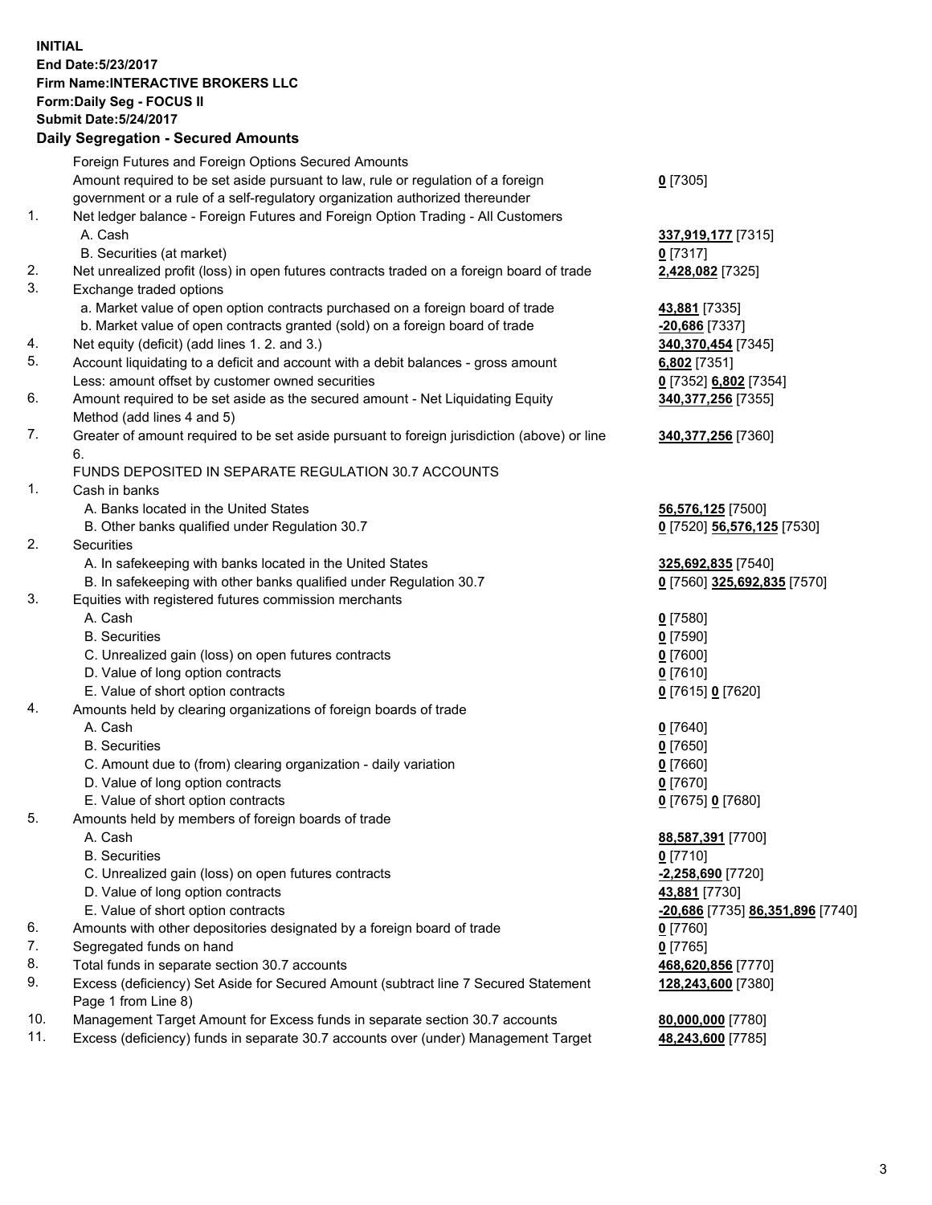**INITIAL**
**End Date:5/23/2017**
**Firm Name:INTERACTIVE BROKERS LLC**
**Form:Daily Seg - FOCUS II**
**Submit Date:5/24/2017**

## Daily Segregation - Secured Amounts

| | | |
|---|---|---|
| | Foreign Futures and Foreign Options Secured Amounts | |
| | Amount required to be set aside pursuant to law, rule or regulation of a foreign government or a rule of a self-regulatory organization authorized thereunder | **0** [7305] |
| 1. | Net ledger balance - Foreign Futures and Foreign Option Trading - All Customers | |
| | A. Cash | **337,919,177** [7315] |
| | B. Securities (at market) | **0** [7317] |
| 2. | Net unrealized profit (loss) in open futures contracts traded on a foreign board of trade | **2,428,082** [7325] |
| 3. | Exchange traded options | |
| | a. Market value of open option contracts purchased on a foreign board of trade | **43,881** [7335] |
| | b. Market value of open contracts granted (sold) on a foreign board of trade | **-20,686** [7337] |
| 4. | Net equity (deficit) (add lines 1. 2. and 3.) | **340,370,454** [7345] |
| 5. | Account liquidating to a deficit and account with a debit balances - gross amount | **6,802** [7351] |
| | Less: amount offset by customer owned securities | **0** [7352] **6,802** [7354] |
| 6. | Amount required to be set aside as the secured amount - Net Liquidating Equity Method (add lines 4 and 5) | **340,377,256** [7355] |
| 7. | Greater of amount required to be set aside pursuant to foreign jurisdiction (above) or line 6. | **340,377,256** [7360] |
| | FUNDS DEPOSITED IN SEPARATE REGULATION 30.7 ACCOUNTS | |
| 1. | Cash in banks | |
| | A. Banks located in the United States | **56,576,125** [7500] |
| | B. Other banks qualified under Regulation 30.7 | **0** [7520] **56,576,125** [7530] |
| 2. | Securities | |
| | A. In safekeeping with banks located in the United States | **325,692,835** [7540] |
| | B. In safekeeping with other banks qualified under Regulation 30.7 | **0** [7560] **325,692,835** [7570] |
| 3. | Equities with registered futures commission merchants | |
| | A. Cash | **0** [7580] |
| | B. Securities | **0** [7590] |
| | C. Unrealized gain (loss) on open futures contracts | **0** [7600] |
| | D. Value of long option contracts | **0** [7610] |
| | E. Value of short option contracts | **0** [7615] **0** [7620] |
| 4. | Amounts held by clearing organizations of foreign boards of trade | |
| | A. Cash | **0** [7640] |
| | B. Securities | **0** [7650] |
| | C. Amount due to (from) clearing organization - daily variation | **0** [7660] |
| | D. Value of long option contracts | **0** [7670] |
| | E. Value of short option contracts | **0** [7675] **0** [7680] |
| 5. | Amounts held by members of foreign boards of trade | |
| | A. Cash | **88,587,391** [7700] |
| | B. Securities | **0** [7710] |
| | C. Unrealized gain (loss) on open futures contracts | **-2,258,690** [7720] |
| | D. Value of long option contracts | **43,881** [7730] |
| | E. Value of short option contracts | **-20,686** [7735] **86,351,896** [7740] |
| 6. | Amounts with other depositories designated by a foreign board of trade | **0** [7760] |
| 7. | Segregated funds on hand | **0** [7765] |
| 8. | Total funds in separate section 30.7 accounts | **468,620,856** [7770] |
| 9. | Excess (deficiency) Set Aside for Secured Amount (subtract line 7 Secured Statement Page 1 from Line 8) | **128,243,600** [7380] |
| 10. | Management Target Amount for Excess funds in separate section 30.7 accounts | **80,000,000** [7780] |
| 11. | Excess (deficiency) funds in separate 30.7 accounts over (under) Management Target | **48,243,600** [7785] |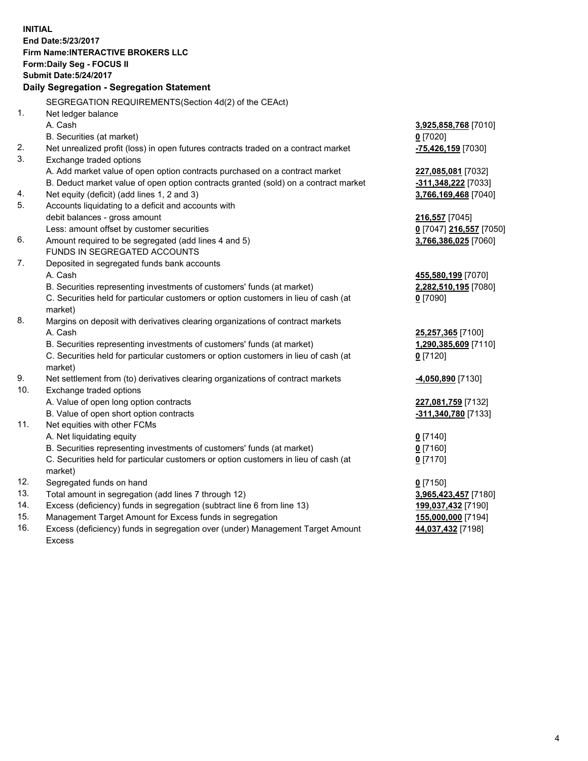**INITIAL**
**End Date:5/23/2017**
**Firm Name:INTERACTIVE BROKERS LLC**
**Form:Daily Seg - FOCUS II**
**Submit Date:5/24/2017**
**Daily Segregation - Segregation Statement**

SEGREGATION REQUIREMENTS(Section 4d(2) of the CEAct)

| | | |
|---|---|---|
| 1. | Net ledger balance | |
| | A. Cash | **3,925,858,768** [7010] |
| | B. Securities (at market) | **0** [7020] |
| 2. | Net unrealized profit (loss) in open futures contracts traded on a contract market | **-75,426,159** [7030] |
| 3. | Exchange traded options | |
| | A. Add market value of open option contracts purchased on a contract market | **227,085,081** [7032] |
| | B. Deduct market value of open option contracts granted (sold) on a contract market | **-311,348,222** [7033] |
| 4. | Net equity (deficit) (add lines 1, 2 and 3) | **3,766,169,468** [7040] |
| 5. | Accounts liquidating to a deficit and accounts with debit balances - gross amount | **216,557** [7045] |
| | Less: amount offset by customer securities | **0** [7047] **216,557** [7050] |
| 6. | Amount required to be segregated (add lines 4 and 5) | **3,766,386,025** [7060] |
| | FUNDS IN SEGREGATED ACCOUNTS | |
| 7. | Deposited in segregated funds bank accounts | |
| | A. Cash | **455,580,199** [7070] |
| | B. Securities representing investments of customers' funds (at market) | **2,282,510,195** [7080] |
| | C. Securities held for particular customers or option customers in lieu of cash (at market) | **0** [7090] |
| 8. | Margins on deposit with derivatives clearing organizations of contract markets | |
| | A. Cash | **25,257,365** [7100] |
| | B. Securities representing investments of customers' funds (at market) | **1,290,385,609** [7110] |
| | C. Securities held for particular customers or option customers in lieu of cash (at market) | **0** [7120] |
| 9. | Net settlement from (to) derivatives clearing organizations of contract markets | **-4,050,890** [7130] |
| 10. | Exchange traded options | |
| | A. Value of open long option contracts | **227,081,759** [7132] |
| | B. Value of open short option contracts | **-311,340,780** [7133] |
| 11. | Net equities with other FCMs | |
| | A. Net liquidating equity | **0** [7140] |
| | B. Securities representing investments of customers' funds (at market) | **0** [7160] |
| | C. Securities held for particular customers or option customers in lieu of cash (at market) | **0** [7170] |
| 12. | Segregated funds on hand | **0** [7150] |
| 13. | Total amount in segregation (add lines 7 through 12) | **3,965,423,457** [7180] |
| 14. | Excess (deficiency) funds in segregation (subtract line 6 from line 13) | **199,037,432** [7190] |
| 15. | Management Target Amount for Excess funds in segregation | **155,000,000** [7194] |
| 16. | Excess (deficiency) funds in segregation over (under) Management Target Amount Excess | **44,037,432** [7198] |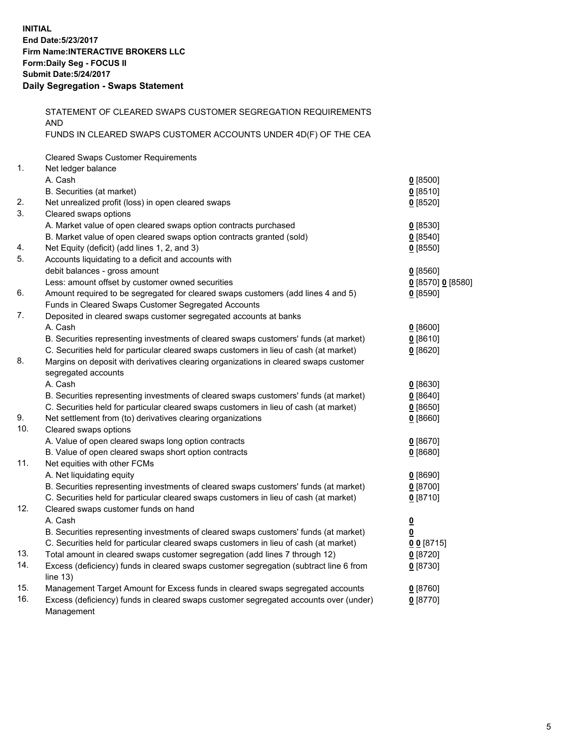**INITIAL**
**End Date:5/23/2017**
**Firm Name:INTERACTIVE BROKERS LLC**
**Form:Daily Seg - FOCUS II**
**Submit Date:5/24/2017**
**Daily Segregation - Swaps Statement**

STATEMENT OF CLEARED SWAPS CUSTOMER SEGREGATION REQUIREMENTS AND FUNDS IN CLEARED SWAPS CUSTOMER ACCOUNTS UNDER 4D(F) OF THE CEA

| | | |
|---|---|---|
| | Cleared Swaps Customer Requirements | |
| 1. | Net ledger balance | |
| | A. Cash | 0 [8500] |
| | B. Securities (at market) | 0 [8510] |
| 2. | Net unrealized profit (loss) in open cleared swaps | 0 [8520] |
| 3. | Cleared swaps options | |
| | A. Market value of open cleared swaps option contracts purchased | 0 [8530] |
| | B. Market value of open cleared swaps option contracts granted (sold) | 0 [8540] |
| 4. | Net Equity (deficit) (add lines 1, 2, and 3) | 0 [8550] |
| 5. | Accounts liquidating to a deficit and accounts with | |
| | debit balances - gross amount | 0 [8560] |
| | Less: amount offset by customer owned securities | 0 [8570] 0 [8580] |
| 6. | Amount required to be segregated for cleared swaps customers (add lines 4 and 5) | 0 [8590] |
| | Funds in Cleared Swaps Customer Segregated Accounts | |
| 7. | Deposited in cleared swaps customer segregated accounts at banks | |
| | A. Cash | 0 [8600] |
| | B. Securities representing investments of cleared swaps customers' funds (at market) | 0 [8610] |
| | C. Securities held for particular cleared swaps customers in lieu of cash (at market) | 0 [8620] |
| 8. | Margins on deposit with derivatives clearing organizations in cleared swaps customer segregated accounts | |
| | A. Cash | 0 [8630] |
| | B. Securities representing investments of cleared swaps customers' funds (at market) | 0 [8640] |
| | C. Securities held for particular cleared swaps customers in lieu of cash (at market) | 0 [8650] |
| 9. | Net settlement from (to) derivatives clearing organizations | 0 [8660] |
| 10. | Cleared swaps options | |
| | A. Value of open cleared swaps long option contracts | 0 [8670] |
| | B. Value of open cleared swaps short option contracts | 0 [8680] |
| 11. | Net equities with other FCMs | |
| | A. Net liquidating equity | 0 [8690] |
| | B. Securities representing investments of cleared swaps customers' funds (at market) | 0 [8700] |
| | C. Securities held for particular cleared swaps customers in lieu of cash (at market) | 0 [8710] |
| 12. | Cleared swaps customer funds on hand | |
| | A. Cash | 0 |
| | B. Securities representing investments of cleared swaps customers' funds (at market) | 0 |
| | C. Securities held for particular cleared swaps customers in lieu of cash (at market) | 0 0 [8715] |
| 13. | Total amount in cleared swaps customer segregation (add lines 7 through 12) | 0 [8720] |
| 14. | Excess (deficiency) funds in cleared swaps customer segregation (subtract line 6 from line 13) | 0 [8730] |
| 15. | Management Target Amount for Excess funds in cleared swaps segregated accounts | 0 [8760] |
| 16. | Excess (deficiency) funds in cleared swaps customer segregated accounts over (under) Management | 0 [8770] |